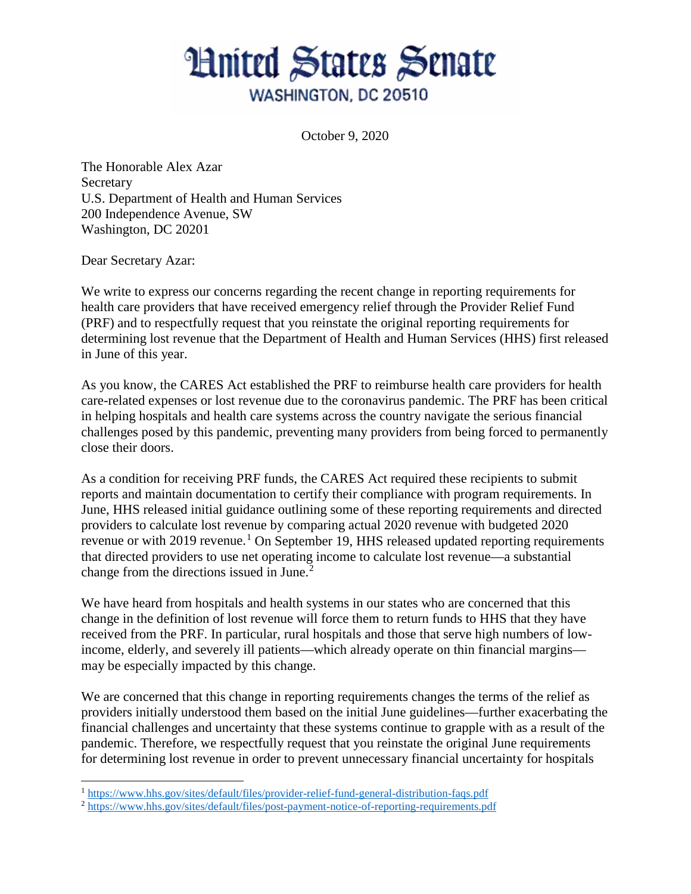# United States Senate

WASHINGTON, DC 20510

October 9, 2020

The Honorable Alex Azar
Secretary
U.S. Department of Health and Human Services
200 Independence Avenue, SW
Washington, DC 20201

Dear Secretary Azar:

We write to express our concerns regarding the recent change in reporting requirements for health care providers that have received emergency relief through the Provider Relief Fund (PRF) and to respectfully request that you reinstate the original reporting requirements for determining lost revenue that the Department of Health and Human Services (HHS) first released in June of this year.

As you know, the CARES Act established the PRF to reimburse health care providers for health care-related expenses or lost revenue due to the coronavirus pandemic. The PRF has been critical in helping hospitals and health care systems across the country navigate the serious financial challenges posed by this pandemic, preventing many providers from being forced to permanently close their doors.

As a condition for receiving PRF funds, the CARES Act required these recipients to submit reports and maintain documentation to certify their compliance with program requirements. In June, HHS released initial guidance outlining some of these reporting requirements and directed providers to calculate lost revenue by comparing actual 2020 revenue with budgeted 2020 revenue or with 2019 revenue.[1] On September 19, HHS released updated reporting requirements that directed providers to use net operating income to calculate lost revenue—a substantial change from the directions issued in June.[2]

We have heard from hospitals and health systems in our states who are concerned that this change in the definition of lost revenue will force them to return funds to HHS that they have received from the PRF. In particular, rural hospitals and those that serve high numbers of low-income, elderly, and severely ill patients—which already operate on thin financial margins—may be especially impacted by this change.

We are concerned that this change in reporting requirements changes the terms of the relief as providers initially understood them based on the initial June guidelines—further exacerbating the financial challenges and uncertainty that these systems continue to grapple with as a result of the pandemic. Therefore, we respectfully request that you reinstate the original June requirements for determining lost revenue in order to prevent unnecessary financial uncertainty for hospitals

[1] https://www.hhs.gov/sites/default/files/provider-relief-fund-general-distribution-faqs.pdf
[2] https://www.hhs.gov/sites/default/files/post-payment-notice-of-reporting-requirements.pdf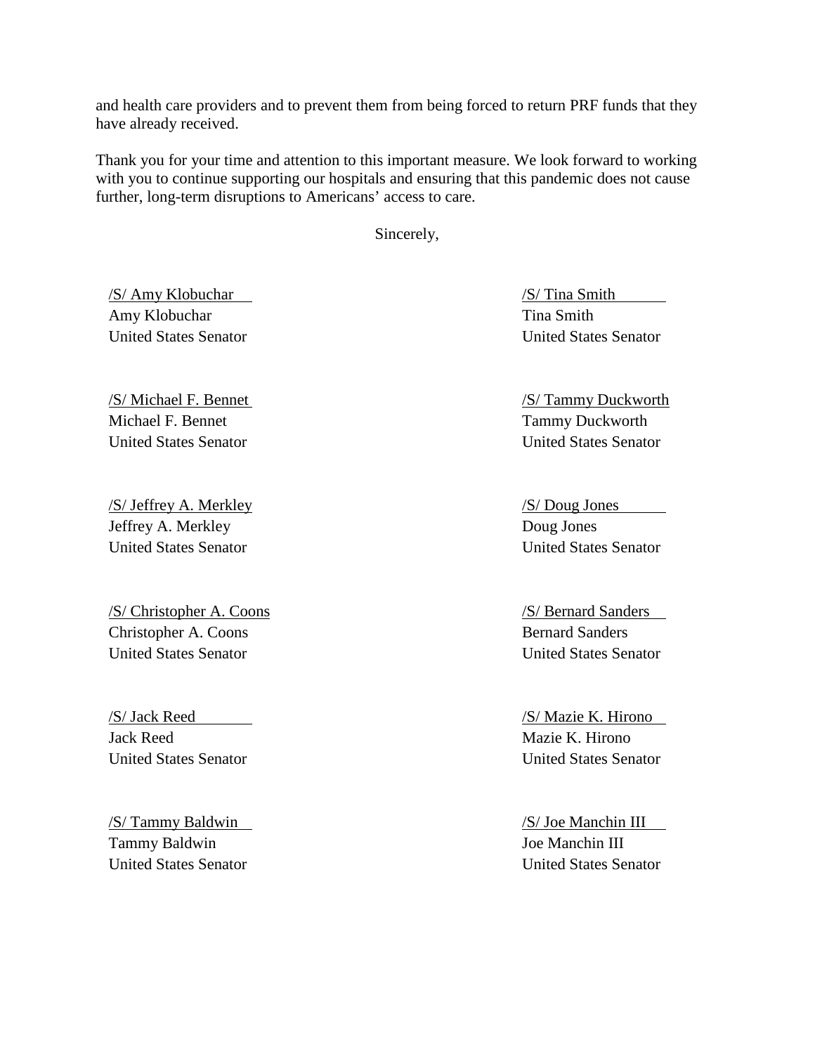and health care providers and to prevent them from being forced to return PRF funds that they have already received.

Thank you for your time and attention to this important measure. We look forward to working with you to continue supporting our hospitals and ensuring that this pandemic does not cause further, long-term disruptions to Americans' access to care.

Sincerely,

/S/ Amy Klobuchar
Amy Klobuchar
United States Senator

/S/ Tina Smith
Tina Smith
United States Senator

/S/ Michael F. Bennet
Michael F. Bennet
United States Senator

/S/ Tammy Duckworth
Tammy Duckworth
United States Senator

/S/ Jeffrey A. Merkley
Jeffrey A. Merkley
United States Senator

/S/ Doug Jones
Doug Jones
United States Senator

/S/ Christopher A. Coons
Christopher A. Coons
United States Senator

/S/ Bernard Sanders
Bernard Sanders
United States Senator

/S/ Jack Reed
Jack Reed
United States Senator

/S/ Mazie K. Hirono
Mazie K. Hirono
United States Senator

/S/ Tammy Baldwin
Tammy Baldwin
United States Senator

/S/ Joe Manchin III
Joe Manchin III
United States Senator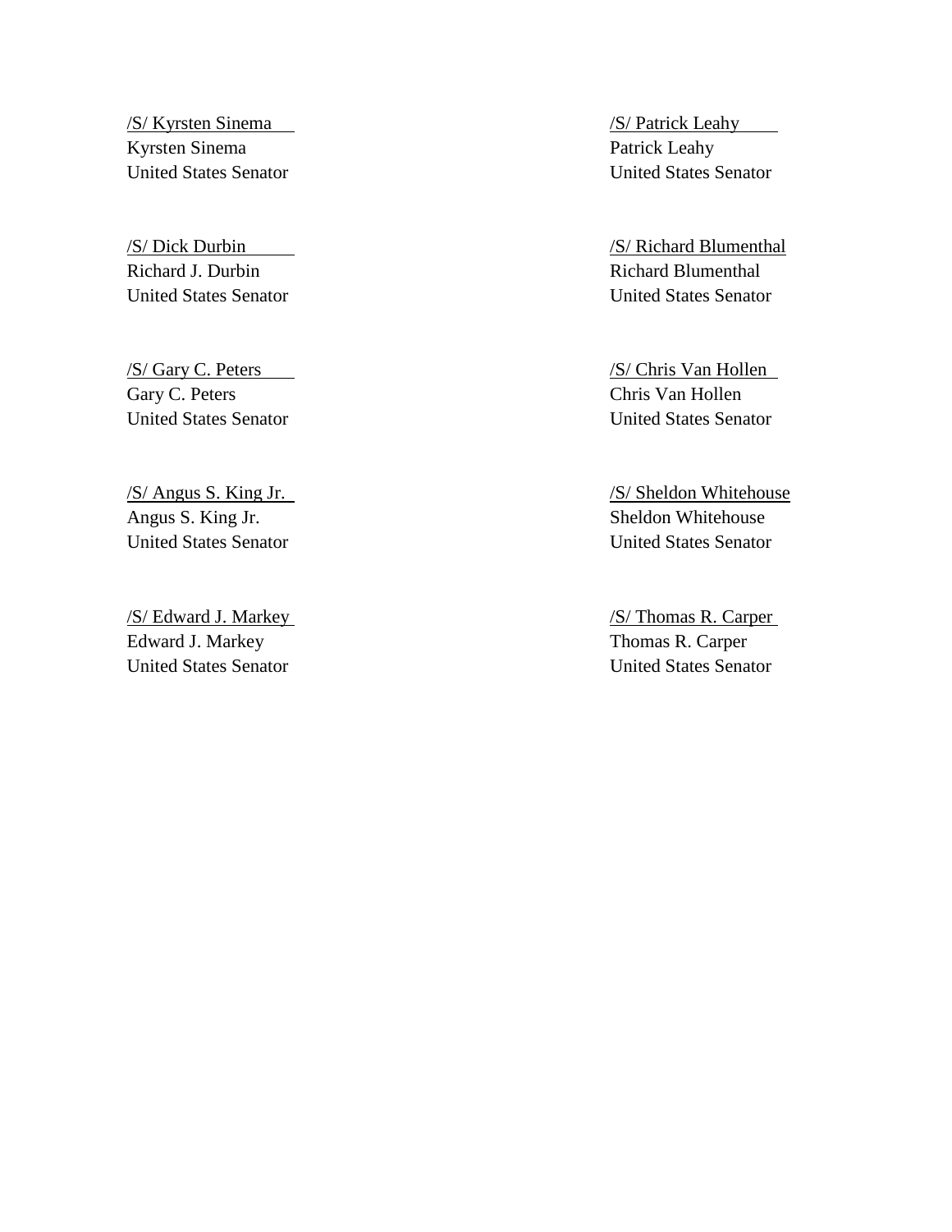/S/ Kyrsten Sinema
Kyrsten Sinema
United States Senator

/S/ Patrick Leahy
Patrick Leahy
United States Senator

/S/ Dick Durbin
Richard J. Durbin
United States Senator

/S/ Richard Blumenthal
Richard Blumenthal
United States Senator

/S/ Gary C. Peters
Gary C. Peters
United States Senator

/S/ Chris Van Hollen
Chris Van Hollen
United States Senator

/S/ Angus S. King Jr.
Angus S. King Jr.
United States Senator

/S/ Sheldon Whitehouse
Sheldon Whitehouse
United States Senator

/S/ Edward J. Markey
Edward J. Markey
United States Senator

/S/ Thomas R. Carper
Thomas R. Carper
United States Senator